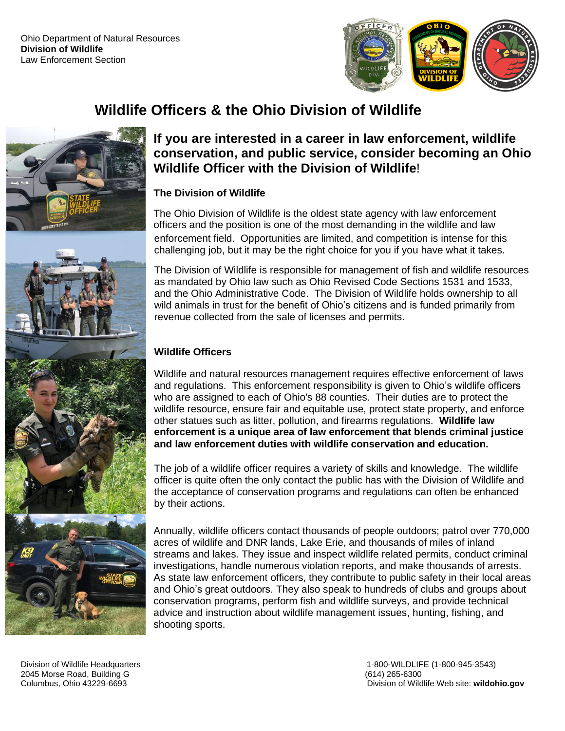Ohio Department of Natural Resources
**Division of Wildlife**
Law Enforcement Section

# Wildlife Officers & the Ohio Division of Wildlife

## If you are interested in a career in law enforcement, wildlife conservation, and public service, consider becoming an Ohio Wildlife Officer with the Division of Wildlife!

### The Division of Wildlife

The Ohio Division of Wildlife is the oldest state agency with law enforcement officers and the position is one of the most demanding in the wildlife and law enforcement field. Opportunities are limited, and competition is intense for this challenging job, but it may be the right choice for you if you have what it takes.

The Division of Wildlife is responsible for management of fish and wildlife resources as mandated by Ohio law such as Ohio Revised Code Sections 1531 and 1533, and the Ohio Administrative Code. The Division of Wildlife holds ownership to all wild animals in trust for the benefit of Ohio's citizens and is funded primarily from revenue collected from the sale of licenses and permits.

### Wildlife Officers

Wildlife and natural resources management requires effective enforcement of laws and regulations. This enforcement responsibility is given to Ohio's wildlife officers who are assigned to each of Ohio's 88 counties. Their duties are to protect the wildlife resource, ensure fair and equitable use, protect state property, and enforce other statues such as litter, pollution, and firearms regulations. **Wildlife law enforcement is a unique area of law enforcement that blends criminal justice and law enforcement duties with wildlife conservation and education.**

The job of a wildlife officer requires a variety of skills and knowledge. The wildlife officer is quite often the only contact the public has with the Division of Wildlife and the acceptance of conservation programs and regulations can often be enhanced by their actions.

Annually, wildlife officers contact thousands of people outdoors; patrol over 770,000 acres of wildlife and DNR lands, Lake Erie, and thousands of miles of inland streams and lakes. They issue and inspect wildlife related permits, conduct criminal investigations, handle numerous violation reports, and make thousands of arrests. As state law enforcement officers, they contribute to public safety in their local areas and Ohio's great outdoors. They also speak to hundreds of clubs and groups about conservation programs, perform fish and wildlife surveys, and provide technical advice and instruction about wildlife management issues, hunting, fishing, and shooting sports.

Division of Wildlife Headquarters
2045 Morse Road, Building G
Columbus, Ohio 43229-6693

1-800-WILDLIFE (1-800-945-3543)
(614) 265-6300
Division of Wildlife Web site: **wildohio.gov**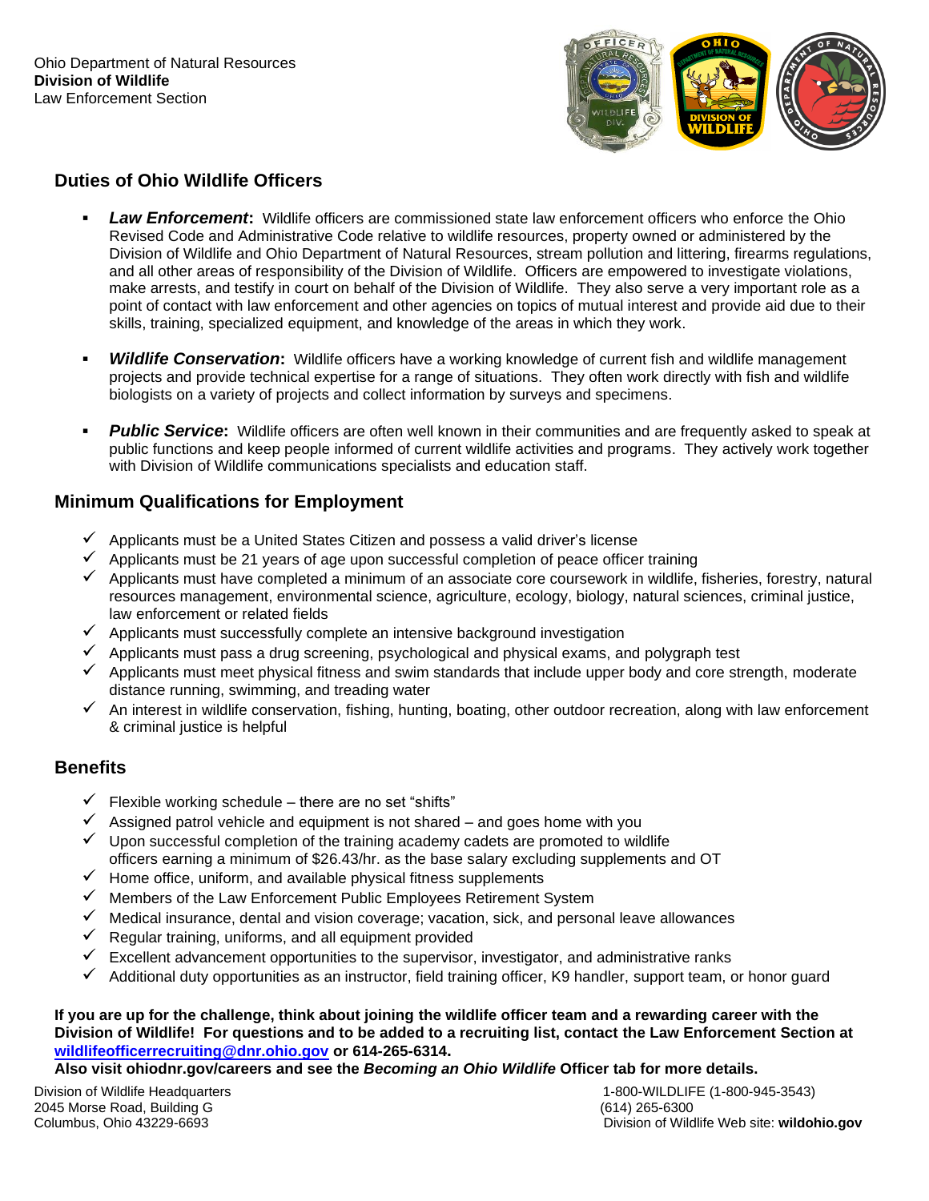Ohio Department of Natural Resources
**Division of Wildlife**
Law Enforcement Section

## Duties of Ohio Wildlife Officers

- ***Law Enforcement*:** Wildlife officers are commissioned state law enforcement officers who enforce the Ohio Revised Code and Administrative Code relative to wildlife resources, property owned or administered by the Division of Wildlife and Ohio Department of Natural Resources, stream pollution and littering, firearms regulations, and all other areas of responsibility of the Division of Wildlife. Officers are empowered to investigate violations, make arrests, and testify in court on behalf of the Division of Wildlife. They also serve a very important role as a point of contact with law enforcement and other agencies on topics of mutual interest and provide aid due to their skills, training, specialized equipment, and knowledge of the areas in which they work.

- ***Wildlife Conservation*:** Wildlife officers have a working knowledge of current fish and wildlife management projects and provide technical expertise for a range of situations. They often work directly with fish and wildlife biologists on a variety of projects and collect information by surveys and specimens.

- ***Public Service*:** Wildlife officers are often well known in their communities and are frequently asked to speak at public functions and keep people informed of current wildlife activities and programs. They actively work together with Division of Wildlife communications specialists and education staff.

## Minimum Qualifications for Employment

- ✓ Applicants must be a United States Citizen and possess a valid driver's license
- ✓ Applicants must be 21 years of age upon successful completion of peace officer training
- ✓ Applicants must have completed a minimum of an associate core coursework in wildlife, fisheries, forestry, natural resources management, environmental science, agriculture, ecology, biology, natural sciences, criminal justice, law enforcement or related fields
- ✓ Applicants must successfully complete an intensive background investigation
- ✓ Applicants must pass a drug screening, psychological and physical exams, and polygraph test
- ✓ Applicants must meet physical fitness and swim standards that include upper body and core strength, moderate distance running, swimming, and treading water
- ✓ An interest in wildlife conservation, fishing, hunting, boating, other outdoor recreation, along with law enforcement & criminal justice is helpful

## Benefits

- ✓ Flexible working schedule – there are no set "shifts"
- ✓ Assigned patrol vehicle and equipment is not shared – and goes home with you
- ✓ Upon successful completion of the training academy cadets are promoted to wildlife officers earning a minimum of $26.43/hr. as the base salary excluding supplements and OT
- ✓ Home office, uniform, and available physical fitness supplements
- ✓ Members of the Law Enforcement Public Employees Retirement System
- ✓ Medical insurance, dental and vision coverage; vacation, sick, and personal leave allowances
- ✓ Regular training, uniforms, and all equipment provided
- ✓ Excellent advancement opportunities to the supervisor, investigator, and administrative ranks
- ✓ Additional duty opportunities as an instructor, field training officer, K9 handler, support team, or honor guard

**If you are up for the challenge, think about joining the wildlife officer team and a rewarding career with the Division of Wildlife! For questions and to be added to a recruiting list, contact the Law Enforcement Section at [wildlifeofficerrecruiting@dnr.ohio.gov](mailto:wildlifeofficerrecruiting@dnr.ohio.gov) or 614-265-6314.**
**Also visit ohiodnr.gov/careers and see the *Becoming an Ohio Wildlife* Officer tab for more details.**

Division of Wildlife Headquarters
2045 Morse Road, Building G
Columbus, Ohio 43229-6693

1-800-WILDLIFE (1-800-945-3543)
(614) 265-6300
Division of Wildlife Web site: **wildohio.gov**